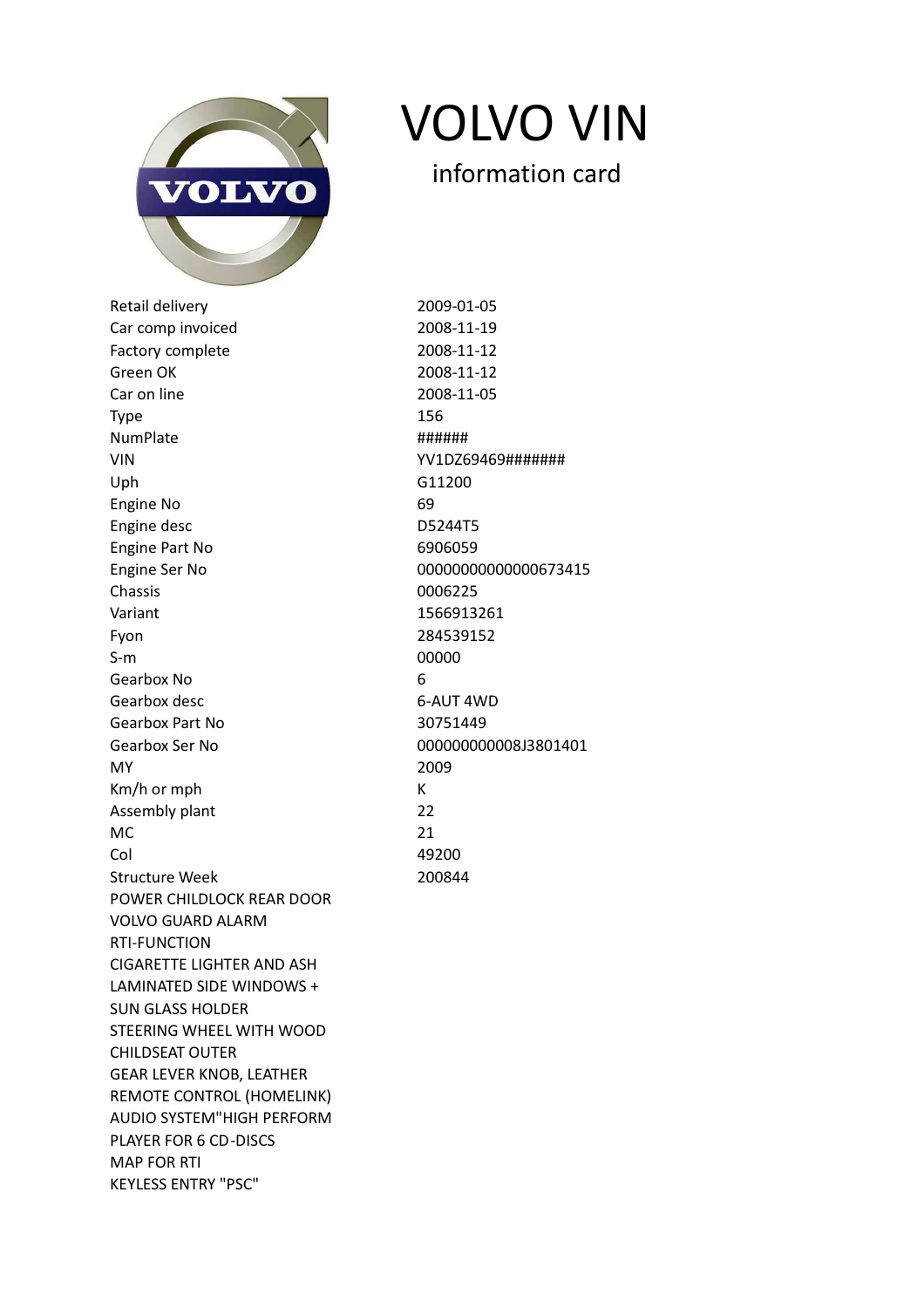# VOLVO VIN

## information card

| | |
|---|---|
| Retail delivery | 2009-01-05 |
| Car comp invoiced | 2008-11-19 |
| Factory complete | 2008-11-12 |
| Green OK | 2008-11-12 |
| Car on line | 2008-11-05 |
| Type | 156 |
| NumPlate | ###### |
| VIN | YV1DZ69469####### |
| Uph | G11200 |
| Engine No | 69 |
| Engine desc | D5244T5 |
| Engine Part No | 6906059 |
| Engine Ser No | 00000000000000673415 |
| Chassis | 0006225 |
| Variant | 1566913261 |
| Fyon | 284539152 |
| S-m | 00000 |
| Gearbox No | 6 |
| Gearbox desc | 6-AUT 4WD |
| Gearbox Part No | 30751449 |
| Gearbox Ser No | 000000000008J3801401 |
| MY | 2009 |
| Km/h or mph | K |
| Assembly plant | 22 |
| MC | 21 |
| Col | 49200 |
| Structure Week | 200844 |

POWER CHILDLOCK REAR DOOR
VOLVO GUARD ALARM
RTI-FUNCTION
CIGARETTE LIGHTER AND ASH
LAMINATED SIDE WINDOWS +
SUN GLASS HOLDER
STEERING WHEEL WITH WOOD
CHILDSEAT OUTER
GEAR LEVER KNOB, LEATHER
REMOTE CONTROL (HOMELINK)
AUDIO SYSTEM"HIGH PERFORM
PLAYER FOR 6 CD-DISCS
MAP FOR RTI
KEYLESS ENTRY "PSC"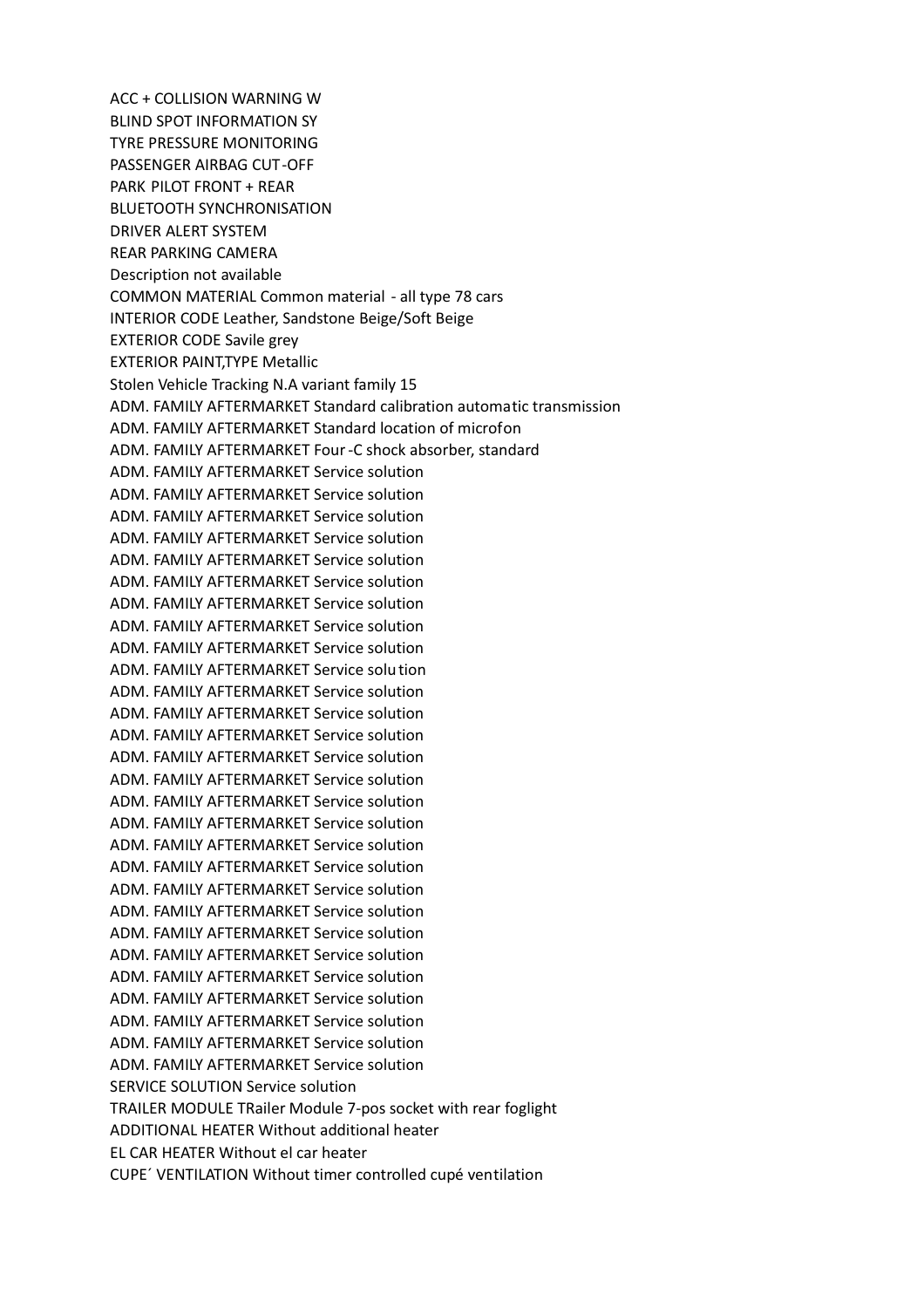ACC + COLLISION WARNING W
BLIND SPOT INFORMATION SY
TYRE PRESSURE MONITORING
PASSENGER AIRBAG CUT-OFF
PARK PILOT FRONT + REAR
BLUETOOTH SYNCHRONISATION
DRIVER ALERT SYSTEM
REAR PARKING CAMERA
Description not available
COMMON MATERIAL Common material - all type 78 cars
INTERIOR CODE Leather, Sandstone Beige/Soft Beige
EXTERIOR CODE Savile grey
EXTERIOR PAINT,TYPE Metallic
Stolen Vehicle Tracking N.A variant family 15
ADM. FAMILY AFTERMARKET Standard calibration automatic transmission
ADM. FAMILY AFTERMARKET Standard location of microfon
ADM. FAMILY AFTERMARKET Four-C shock absorber, standard
ADM. FAMILY AFTERMARKET Service solution
ADM. FAMILY AFTERMARKET Service solution
ADM. FAMILY AFTERMARKET Service solution
ADM. FAMILY AFTERMARKET Service solution
ADM. FAMILY AFTERMARKET Service solution
ADM. FAMILY AFTERMARKET Service solution
ADM. FAMILY AFTERMARKET Service solution
ADM. FAMILY AFTERMARKET Service solution
ADM. FAMILY AFTERMARKET Service solution
ADM. FAMILY AFTERMARKET Service solution
ADM. FAMILY AFTERMARKET Service solution
ADM. FAMILY AFTERMARKET Service solution
ADM. FAMILY AFTERMARKET Service solution
ADM. FAMILY AFTERMARKET Service solution
ADM. FAMILY AFTERMARKET Service solution
ADM. FAMILY AFTERMARKET Service solution
ADM. FAMILY AFTERMARKET Service solution
ADM. FAMILY AFTERMARKET Service solution
ADM. FAMILY AFTERMARKET Service solution
ADM. FAMILY AFTERMARKET Service solution
ADM. FAMILY AFTERMARKET Service solution
ADM. FAMILY AFTERMARKET Service solution
ADM. FAMILY AFTERMARKET Service solution
ADM. FAMILY AFTERMARKET Service solution
ADM. FAMILY AFTERMARKET Service solution
ADM. FAMILY AFTERMARKET Service solution
ADM. FAMILY AFTERMARKET Service solution
SERVICE SOLUTION Service solution
TRAILER MODULE TRailer Module 7-pos socket with rear foglight
ADDITIONAL HEATER Without additional heater
EL CAR HEATER Without el car heater
CUPE´ VENTILATION Without timer controlled cupé ventilation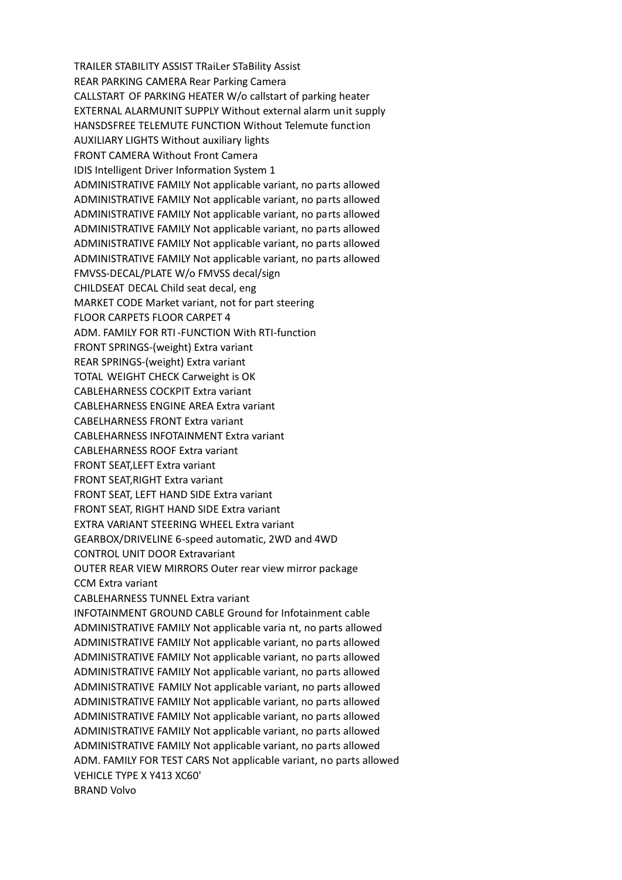TRAILER STABILITY ASSIST TRaiLer STaBility Assist
REAR PARKING CAMERA Rear Parking Camera
CALLSTART OF PARKING HEATER W/o callstart of parking heater
EXTERNAL ALARMUNIT SUPPLY Without external alarm unit supply
HANSDSFREE TELEMUTE FUNCTION Without Telemute function
AUXILIARY LIGHTS Without auxiliary lights
FRONT CAMERA Without Front Camera
IDIS Intelligent Driver Information System 1
ADMINISTRATIVE FAMILY Not applicable variant, no parts allowed
ADMINISTRATIVE FAMILY Not applicable variant, no parts allowed
ADMINISTRATIVE FAMILY Not applicable variant, no parts allowed
ADMINISTRATIVE FAMILY Not applicable variant, no parts allowed
ADMINISTRATIVE FAMILY Not applicable variant, no parts allowed
ADMINISTRATIVE FAMILY Not applicable variant, no parts allowed
FMVSS-DECAL/PLATE W/o FMVSS decal/sign
CHILDSEAT DECAL Child seat decal, eng
MARKET CODE Market variant, not for part steering
FLOOR CARPETS FLOOR CARPET 4
ADM. FAMILY FOR RTI-FUNCTION With RTI-function
FRONT SPRINGS-(weight) Extra variant
REAR SPRINGS-(weight) Extra variant
TOTAL WEIGHT CHECK Carweight is OK
CABLEHARNESS COCKPIT Extra variant
CABLEHARNESS ENGINE AREA Extra variant
CABELHARNESS FRONT Extra variant
CABLEHARNESS INFOTAINMENT Extra variant
CABLEHARNESS ROOF Extra variant
FRONT SEAT,LEFT Extra variant
FRONT SEAT,RIGHT Extra variant
FRONT SEAT, LEFT HAND SIDE Extra variant
FRONT SEAT, RIGHT HAND SIDE Extra variant
EXTRA VARIANT STEERING WHEEL Extra variant
GEARBOX/DRIVELINE 6-speed automatic, 2WD and 4WD
CONTROL UNIT DOOR Extravariant
OUTER REAR VIEW MIRRORS Outer rear view mirror package
CCM Extra variant
CABLEHARNESS TUNNEL Extra variant
INFOTAINMENT GROUND CABLE Ground for Infotainment cable
ADMINISTRATIVE FAMILY Not applicable varia nt, no parts allowed
ADMINISTRATIVE FAMILY Not applicable variant, no parts allowed
ADMINISTRATIVE FAMILY Not applicable variant, no parts allowed
ADMINISTRATIVE FAMILY Not applicable variant, no parts allowed
ADMINISTRATIVE FAMILY Not applicable variant, no parts allowed
ADMINISTRATIVE FAMILY Not applicable variant, no parts allowed
ADMINISTRATIVE FAMILY Not applicable variant, no parts allowed
ADMINISTRATIVE FAMILY Not applicable variant, no parts allowed
ADMINISTRATIVE FAMILY Not applicable variant, no parts allowed
ADM. FAMILY FOR TEST CARS Not applicable variant, no parts allowed
VEHICLE TYPE X Y413 XC60'
BRAND Volvo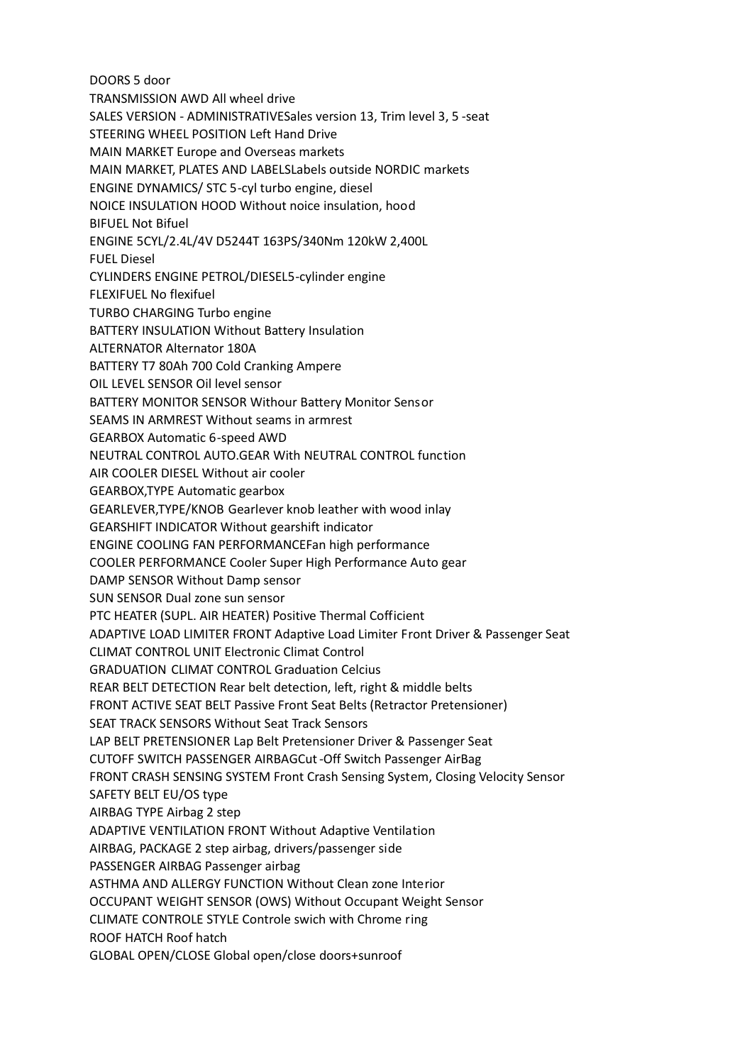DOORS 5 door
TRANSMISSION AWD All wheel drive
SALES VERSION - ADMINISTRATIVESales version 13, Trim level 3, 5 -seat
STEERING WHEEL POSITION Left Hand Drive
MAIN MARKET Europe and Overseas markets
MAIN MARKET, PLATES AND LABELSLabels outside NORDIC markets
ENGINE DYNAMICS/ STC 5-cyl turbo engine, diesel
NOICE INSULATION HOOD Without noice insulation, hood
BIFUEL Not Bifuel
ENGINE 5CYL/2.4L/4V D5244T 163PS/340Nm 120kW 2,400L
FUEL Diesel
CYLINDERS ENGINE PETROL/DIESEL5-cylinder engine
FLEXIFUEL No flexifuel
TURBO CHARGING Turbo engine
BATTERY INSULATION Without Battery Insulation
ALTERNATOR Alternator 180A
BATTERY T7 80Ah 700 Cold Cranking Ampere
OIL LEVEL SENSOR Oil level sensor
BATTERY MONITOR SENSOR Withour Battery Monitor Sensor
SEAMS IN ARMREST Without seams in armrest
GEARBOX Automatic 6-speed AWD
NEUTRAL CONTROL AUTO.GEAR With NEUTRAL CONTROL function
AIR COOLER DIESEL Without air cooler
GEARBOX,TYPE Automatic gearbox
GEARLEVER,TYPE/KNOB Gearlever knob leather with wood inlay
GEARSHIFT INDICATOR Without gearshift indicator
ENGINE COOLING FAN PERFORMANCEFan high performance
COOLER PERFORMANCE Cooler Super High Performance Auto gear
DAMP SENSOR Without Damp sensor
SUN SENSOR Dual zone sun sensor
PTC HEATER (SUPL. AIR HEATER) Positive Thermal Cofficient
ADAPTIVE LOAD LIMITER FRONT Adaptive Load Limiter Front Driver & Passenger Seat
CLIMAT CONTROL UNIT Electronic Climat Control
GRADUATION CLIMAT CONTROL Graduation Celcius
REAR BELT DETECTION Rear belt detection, left, right & middle belts
FRONT ACTIVE SEAT BELT Passive Front Seat Belts (Retractor Pretensioner)
SEAT TRACK SENSORS Without Seat Track Sensors
LAP BELT PRETENSIONER Lap Belt Pretensioner Driver & Passenger Seat
CUTOFF SWITCH PASSENGER AIRBAGCut-Off Switch Passenger AirBag
FRONT CRASH SENSING SYSTEM Front Crash Sensing System, Closing Velocity Sensor
SAFETY BELT EU/OS type
AIRBAG TYPE Airbag 2 step
ADAPTIVE VENTILATION FRONT Without Adaptive Ventilation
AIRBAG, PACKAGE 2 step airbag, drivers/passenger side
PASSENGER AIRBAG Passenger airbag
ASTHMA AND ALLERGY FUNCTION Without Clean zone Interior
OCCUPANT WEIGHT SENSOR (OWS) Without Occupant Weight Sensor
CLIMATE CONTROLE STYLE Controle swich with Chrome ring
ROOF HATCH Roof hatch
GLOBAL OPEN/CLOSE Global open/close doors+sunroof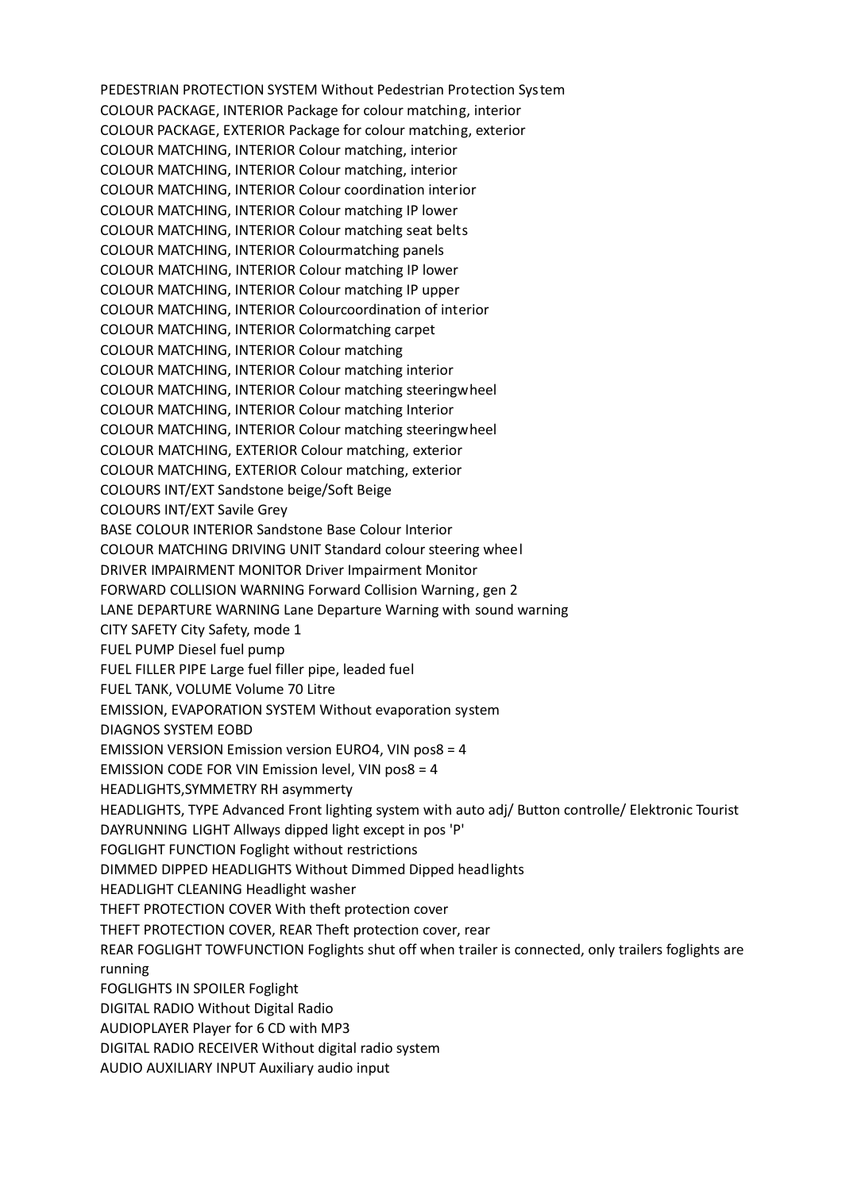PEDESTRIAN PROTECTION SYSTEM Without Pedestrian Protection System
COLOUR PACKAGE, INTERIOR Package for colour matching, interior
COLOUR PACKAGE, EXTERIOR Package for colour matching, exterior
COLOUR MATCHING, INTERIOR Colour matching, interior
COLOUR MATCHING, INTERIOR Colour matching, interior
COLOUR MATCHING, INTERIOR Colour coordination interior
COLOUR MATCHING, INTERIOR Colour matching IP lower
COLOUR MATCHING, INTERIOR Colour matching seat belts
COLOUR MATCHING, INTERIOR Colourmatching panels
COLOUR MATCHING, INTERIOR Colour matching IP lower
COLOUR MATCHING, INTERIOR Colour matching IP upper
COLOUR MATCHING, INTERIOR Colourcoordination of interior
COLOUR MATCHING, INTERIOR Colormatching carpet
COLOUR MATCHING, INTERIOR Colour matching
COLOUR MATCHING, INTERIOR Colour matching interior
COLOUR MATCHING, INTERIOR Colour matching steeringwheel
COLOUR MATCHING, INTERIOR Colour matching Interior
COLOUR MATCHING, INTERIOR Colour matching steeringwheel
COLOUR MATCHING, EXTERIOR Colour matching, exterior
COLOUR MATCHING, EXTERIOR Colour matching, exterior
COLOURS INT/EXT Sandstone beige/Soft Beige
COLOURS INT/EXT Savile Grey
BASE COLOUR INTERIOR Sandstone Base Colour Interior
COLOUR MATCHING DRIVING UNIT Standard colour steering wheel
DRIVER IMPAIRMENT MONITOR Driver Impairment Monitor
FORWARD COLLISION WARNING Forward Collision Warning, gen 2
LANE DEPARTURE WARNING Lane Departure Warning with sound warning
CITY SAFETY City Safety, mode 1
FUEL PUMP Diesel fuel pump
FUEL FILLER PIPE Large fuel filler pipe, leaded fuel
FUEL TANK, VOLUME Volume 70 Litre
EMISSION, EVAPORATION SYSTEM Without evaporation system
DIAGNOS SYSTEM EOBD
EMISSION VERSION Emission version EURO4, VIN pos8 = 4
EMISSION CODE FOR VIN Emission level, VIN pos8 = 4
HEADLIGHTS,SYMMETRY RH asymmerty
HEADLIGHTS, TYPE Advanced Front lighting system with auto adj/ Button controlle/ Elektronic Tourist
DAYRUNNING LIGHT Allways dipped light except in pos 'P'
FOGLIGHT FUNCTION Foglight without restrictions
DIMMED DIPPED HEADLIGHTS Without Dimmed Dipped headlights
HEADLIGHT CLEANING Headlight washer
THEFT PROTECTION COVER With theft protection cover
THEFT PROTECTION COVER, REAR Theft protection cover, rear
REAR FOGLIGHT TOWFUNCTION Foglights shut off when trailer is connected, only trailers foglights are running
FOGLIGHTS IN SPOILER Foglight
DIGITAL RADIO Without Digital Radio
AUDIOPLAYER Player for 6 CD with MP3
DIGITAL RADIO RECEIVER Without digital radio system
AUDIO AUXILIARY INPUT Auxiliary audio input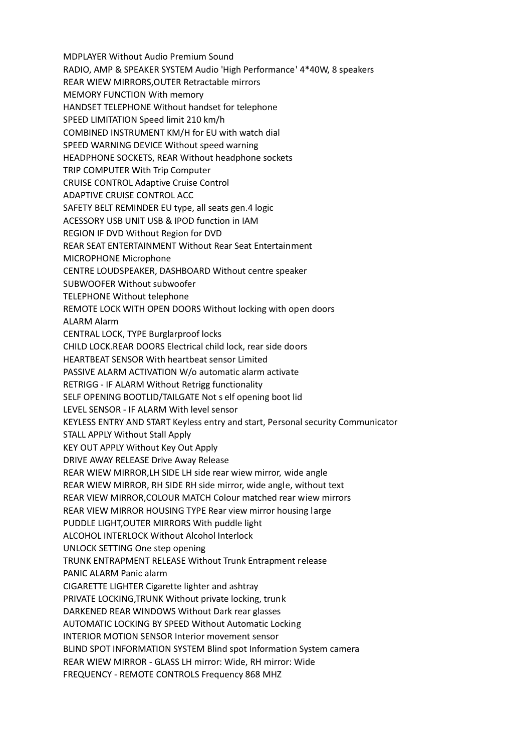MDPLAYER Without Audio Premium Sound
RADIO, AMP & SPEAKER SYSTEM Audio 'High Performance' 4*40W, 8 speakers
REAR WIEW MIRRORS,OUTER Retractable mirrors
MEMORY FUNCTION With memory
HANDSET TELEPHONE Without handset for telephone
SPEED LIMITATION Speed limit 210 km/h
COMBINED INSTRUMENT KM/H for EU with watch dial
SPEED WARNING DEVICE Without speed warning
HEADPHONE SOCKETS, REAR Without headphone sockets
TRIP COMPUTER With Trip Computer
CRUISE CONTROL Adaptive Cruise Control
ADAPTIVE CRUISE CONTROL ACC
SAFETY BELT REMINDER EU type, all seats gen.4 logic
ACESSORY USB UNIT USB & IPOD function in IAM
REGION IF DVD Without Region for DVD
REAR SEAT ENTERTAINMENT Without Rear Seat Entertainment
MICROPHONE Microphone
CENTRE LOUDSPEAKER, DASHBOARD Without centre speaker
SUBWOOFER Without subwoofer
TELEPHONE Without telephone
REMOTE LOCK WITH OPEN DOORS Without locking with open doors
ALARM Alarm
CENTRAL LOCK, TYPE Burglarproof locks
CHILD LOCK.REAR DOORS Electrical child lock, rear side doors
HEARTBEAT SENSOR With heartbeat sensor Limited
PASSIVE ALARM ACTIVATION W/o automatic alarm activate
RETRIGG - IF ALARM Without Retrigg functionality
SELF OPENING BOOTLID/TAILGATE Not s elf opening boot lid
LEVEL SENSOR - IF ALARM With level sensor
KEYLESS ENTRY AND START Keyless entry and start, Personal security Communicator
STALL APPLY Without Stall Apply
KEY OUT APPLY Without Key Out Apply
DRIVE AWAY RELEASE Drive Away Release
REAR WIEW MIRROR,LH SIDE LH side rear wiew mirror, wide angle
REAR WIEW MIRROR, RH SIDE RH side mirror, wide angle, without text
REAR VIEW MIRROR,COLOUR MATCH Colour matched rear wiew mirrors
REAR VIEW MIRROR HOUSING TYPE Rear view mirror housing large
PUDDLE LIGHT,OUTER MIRRORS With puddle light
ALCOHOL INTERLOCK Without Alcohol Interlock
UNLOCK SETTING One step opening
TRUNK ENTRAPMENT RELEASE Without Trunk Entrapment release
PANIC ALARM Panic alarm
CIGARETTE LIGHTER Cigarette lighter and ashtray
PRIVATE LOCKING,TRUNK Without private locking, trunk
DARKENED REAR WINDOWS Without Dark rear glasses
AUTOMATIC LOCKING BY SPEED Without Automatic Locking
INTERIOR MOTION SENSOR Interior movement sensor
BLIND SPOT INFORMATION SYSTEM Blind spot Information System camera
REAR WIEW MIRROR - GLASS LH mirror: Wide, RH mirror: Wide
FREQUENCY - REMOTE CONTROLS Frequency 868 MHZ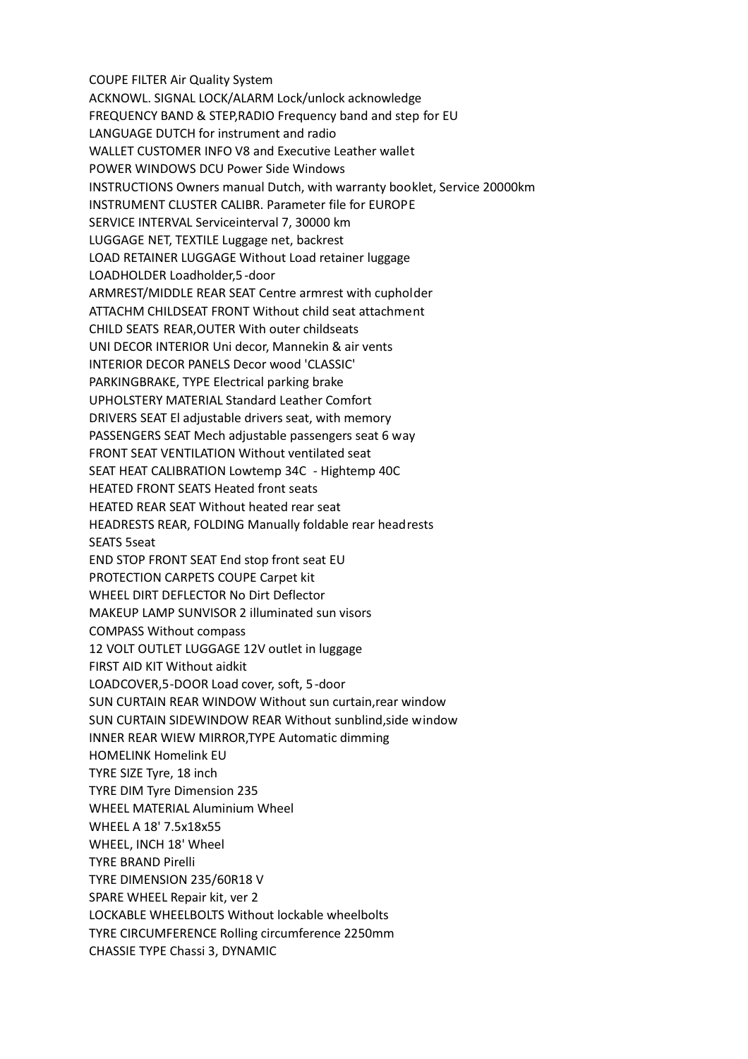COUPE FILTER Air Quality System
ACKNOWL. SIGNAL LOCK/ALARM Lock/unlock acknowledge
FREQUENCY BAND & STEP,RADIO Frequency band and step for EU
LANGUAGE DUTCH for instrument and radio
WALLET CUSTOMER INFO V8 and Executive Leather wallet
POWER WINDOWS DCU Power Side Windows
INSTRUCTIONS Owners manual Dutch, with warranty booklet, Service 20000km
INSTRUMENT CLUSTER CALIBR. Parameter file for EUROPE
SERVICE INTERVAL Serviceinterval 7, 30000 km
LUGGAGE NET, TEXTILE Luggage net, backrest
LOAD RETAINER LUGGAGE Without Load retainer luggage
LOADHOLDER Loadholder,5-door
ARMREST/MIDDLE REAR SEAT Centre armrest with cupholder
ATTACHM CHILDSEAT FRONT Without child seat attachment
CHILD SEATS REAR,OUTER With outer childseats
UNI DECOR INTERIOR Uni decor, Mannekin & air vents
INTERIOR DECOR PANELS Decor wood 'CLASSIC'
PARKINGBRAKE, TYPE Electrical parking brake
UPHOLSTERY MATERIAL Standard Leather Comfort
DRIVERS SEAT El adjustable drivers seat, with memory
PASSENGERS SEAT Mech adjustable passengers seat 6 way
FRONT SEAT VENTILATION Without ventilated seat
SEAT HEAT CALIBRATION Lowtemp 34C - Hightemp 40C
HEATED FRONT SEATS Heated front seats
HEATED REAR SEAT Without heated rear seat
HEADRESTS REAR, FOLDING Manually foldable rear headrests
SEATS 5seat
END STOP FRONT SEAT End stop front seat EU
PROTECTION CARPETS COUPE Carpet kit
WHEEL DIRT DEFLECTOR No Dirt Deflector
MAKEUP LAMP SUNVISOR 2 illuminated sun visors
COMPASS Without compass
12 VOLT OUTLET LUGGAGE 12V outlet in luggage
FIRST AID KIT Without aidkit
LOADCOVER,5-DOOR Load cover, soft, 5-door
SUN CURTAIN REAR WINDOW Without sun curtain,rear window
SUN CURTAIN SIDEWINDOW REAR Without sunblind,side window
INNER REAR WIEW MIRROR,TYPE Automatic dimming
HOMELINK Homelink EU
TYRE SIZE Tyre, 18 inch
TYRE DIM Tyre Dimension 235
WHEEL MATERIAL Aluminium Wheel
WHEEL A 18' 7.5x18x55
WHEEL, INCH 18' Wheel
TYRE BRAND Pirelli
TYRE DIMENSION 235/60R18 V
SPARE WHEEL Repair kit, ver 2
LOCKABLE WHEELBOLTS Without lockable wheelbolts
TYRE CIRCUMFERENCE Rolling circumference 2250mm
CHASSIE TYPE Chassi 3, DYNAMIC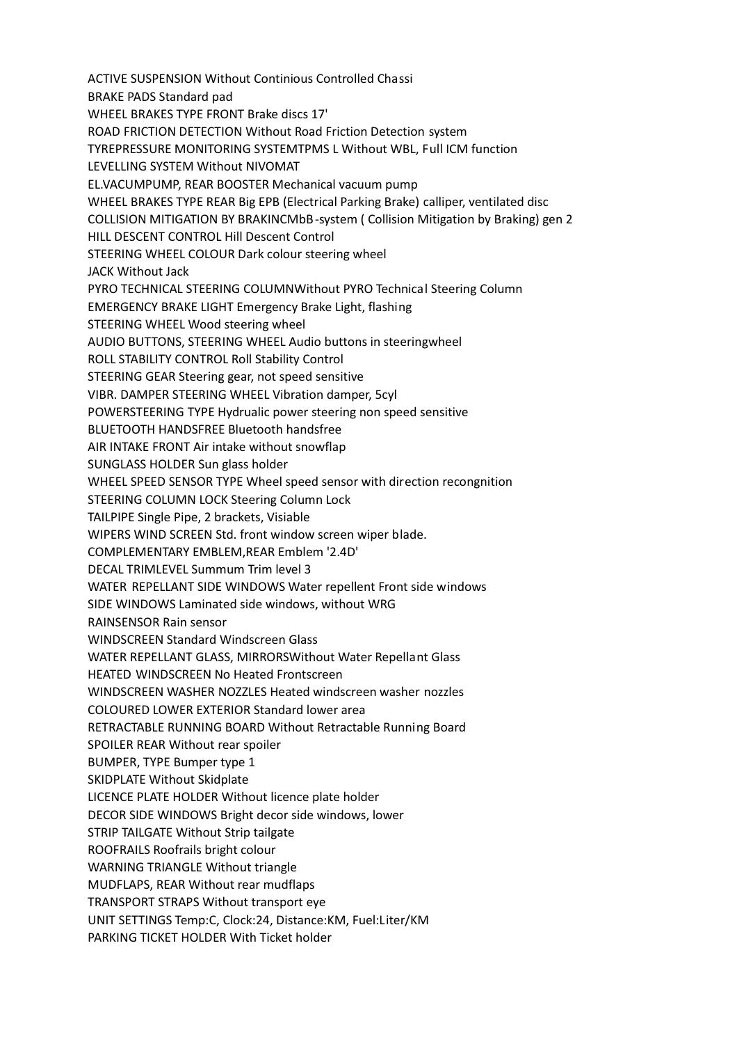ACTIVE SUSPENSION Without Continious Controlled Chassi
BRAKE PADS Standard pad
WHEEL BRAKES TYPE FRONT Brake discs 17'
ROAD FRICTION DETECTION Without Road Friction Detection system
TYREPRESSURE MONITORING SYSTEMTPMS L Without WBL, Full ICM function
LEVELLING SYSTEM Without NIVOMAT
EL.VACUMPUMP, REAR BOOSTER Mechanical vacuum pump
WHEEL BRAKES TYPE REAR Big EPB (Electrical Parking Brake) calliper, ventilated disc
COLLISION MITIGATION BY BRAKINCMbB-system ( Collision Mitigation by Braking) gen 2
HILL DESCENT CONTROL Hill Descent Control
STEERING WHEEL COLOUR Dark colour steering wheel
JACK Without Jack
PYRO TECHNICAL STEERING COLUMNWithout PYRO Technical Steering Column
EMERGENCY BRAKE LIGHT Emergency Brake Light, flashing
STEERING WHEEL Wood steering wheel
AUDIO BUTTONS, STEERING WHEEL Audio buttons in steeringwheel
ROLL STABILITY CONTROL Roll Stability Control
STEERING GEAR Steering gear, not speed sensitive
VIBR. DAMPER STEERING WHEEL Vibration damper, 5cyl
POWERSTEERING TYPE Hydrualic power steering non speed sensitive
BLUETOOTH HANDSFREE Bluetooth handsfree
AIR INTAKE FRONT Air intake without snowflap
SUNGLASS HOLDER Sun glass holder
WHEEL SPEED SENSOR TYPE Wheel speed sensor with direction recongnition
STEERING COLUMN LOCK Steering Column Lock
TAILPIPE Single Pipe, 2 brackets, Visiable
WIPERS WIND SCREEN Std. front window screen wiper blade.
COMPLEMENTARY EMBLEM,REAR Emblem '2.4D'
DECAL TRIMLEVEL Summum Trim level 3
WATER REPELLANT SIDE WINDOWS Water repellent Front side windows
SIDE WINDOWS Laminated side windows, without WRG
RAINSENSOR Rain sensor
WINDSCREEN Standard Windscreen Glass
WATER REPELLANT GLASS, MIRRORSWithout Water Repellant Glass
HEATED WINDSCREEN No Heated Frontscreen
WINDSCREEN WASHER NOZZLES Heated windscreen washer nozzles
COLOURED LOWER EXTERIOR Standard lower area
RETRACTABLE RUNNING BOARD Without Retractable Running Board
SPOILER REAR Without rear spoiler
BUMPER, TYPE Bumper type 1
SKIDPLATE Without Skidplate
LICENCE PLATE HOLDER Without licence plate holder
DECOR SIDE WINDOWS Bright decor side windows, lower
STRIP TAILGATE Without Strip tailgate
ROOFRAILS Roofrails bright colour
WARNING TRIANGLE Without triangle
MUDFLAPS, REAR Without rear mudflaps
TRANSPORT STRAPS Without transport eye
UNIT SETTINGS Temp:C, Clock:24, Distance:KM, Fuel:Liter/KM
PARKING TICKET HOLDER With Ticket holder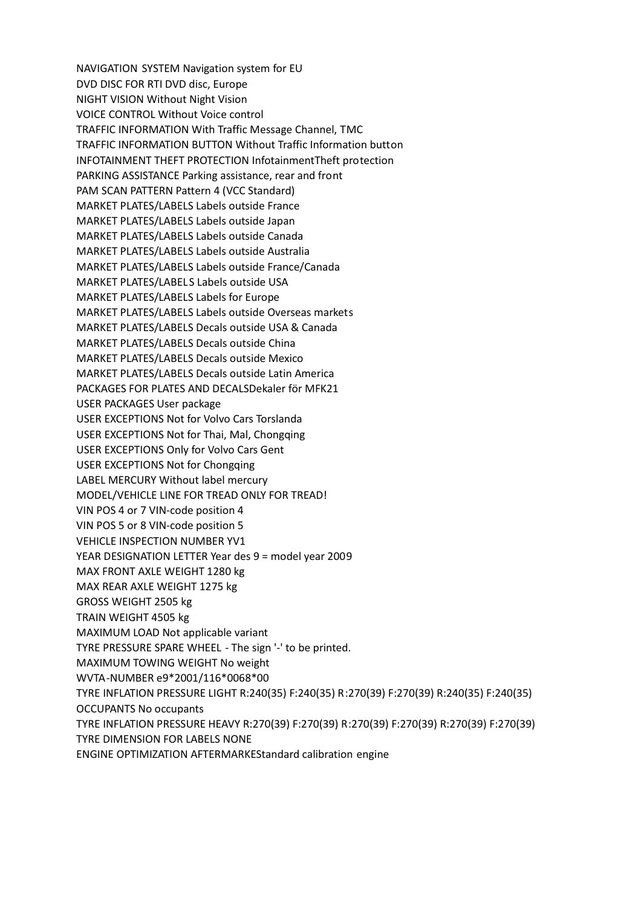NAVIGATION SYSTEM Navigation system for EU
DVD DISC FOR RTI DVD disc, Europe
NIGHT VISION Without Night Vision
VOICE CONTROL Without Voice control
TRAFFIC INFORMATION With Traffic Message Channel, TMC
TRAFFIC INFORMATION BUTTON Without Traffic Information button
INFOTAINMENT THEFT PROTECTION InfotainmentTheft protection
PARKING ASSISTANCE Parking assistance, rear and front
PAM SCAN PATTERN Pattern 4 (VCC Standard)
MARKET PLATES/LABELS Labels outside France
MARKET PLATES/LABELS Labels outside Japan
MARKET PLATES/LABELS Labels outside Canada
MARKET PLATES/LABELS Labels outside Australia
MARKET PLATES/LABELS Labels outside France/Canada
MARKET PLATES/LABELS Labels outside USA
MARKET PLATES/LABELS Labels for Europe
MARKET PLATES/LABELS Labels outside Overseas markets
MARKET PLATES/LABELS Decals outside USA & Canada
MARKET PLATES/LABELS Decals outside China
MARKET PLATES/LABELS Decals outside Mexico
MARKET PLATES/LABELS Decals outside Latin America
PACKAGES FOR PLATES AND DECALSDekaler för MFK21
USER PACKAGES User package
USER EXCEPTIONS Not for Volvo Cars Torslanda
USER EXCEPTIONS Not for Thai, Mal, Chongqing
USER EXCEPTIONS Only for Volvo Cars Gent
USER EXCEPTIONS Not for Chongqing
LABEL MERCURY Without label mercury
MODEL/VEHICLE LINE FOR TREAD ONLY FOR TREAD!
VIN POS 4 or 7 VIN-code position 4
VIN POS 5 or 8 VIN-code position 5
VEHICLE INSPECTION NUMBER YV1
YEAR DESIGNATION LETTER Year des 9 = model year 2009
MAX FRONT AXLE WEIGHT 1280 kg
MAX REAR AXLE WEIGHT 1275 kg
GROSS WEIGHT 2505 kg
TRAIN WEIGHT 4505 kg
MAXIMUM LOAD Not applicable variant
TYRE PRESSURE SPARE WHEEL - The sign '-' to be printed.
MAXIMUM TOWING WEIGHT No weight
WVTA-NUMBER e9*2001/116*0068*00
TYRE INFLATION PRESSURE LIGHT R:240(35) F:240(35) R:270(39) F:270(39) R:240(35) F:240(35)
OCCUPANTS No occupants
TYRE INFLATION PRESSURE HEAVY R:270(39) F:270(39) R:270(39) F:270(39) R:270(39) F:270(39)
TYRE DIMENSION FOR LABELS NONE
ENGINE OPTIMIZATION AFTERMARKEStandard calibration engine